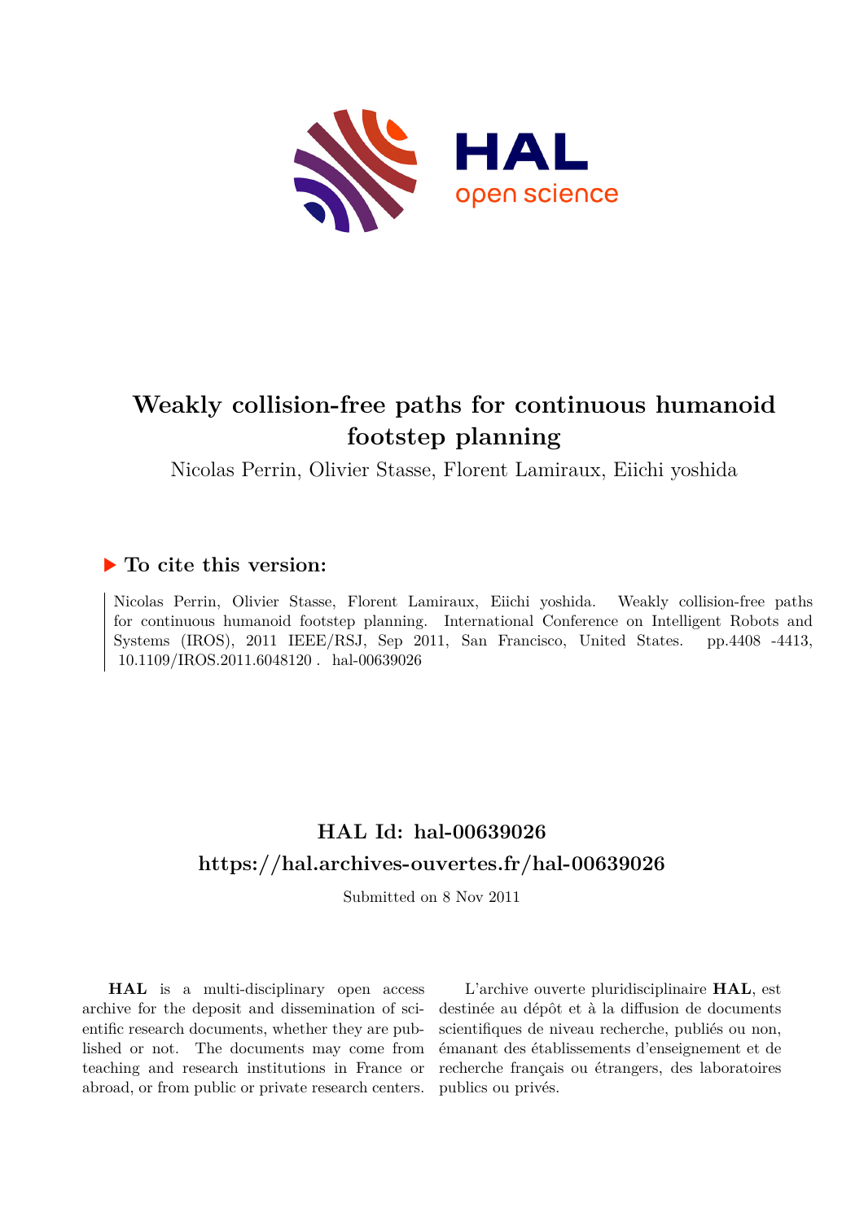# Weakly collision-free paths for continuous humanoid footstep planning

Nicolas Perrin, Olivier Stasse, Florent Lamiraux, Eiichi yoshida

## To cite this version:

Nicolas Perrin, Olivier Stasse, Florent Lamiraux, Eiichi yoshida. Weakly collision-free paths for continuous humanoid footstep planning. International Conference on Intelligent Robots and Systems (IROS), 2011 IEEE/RSJ, Sep 2011, San Francisco, United States. pp.4408 -4413, 10.1109/IROS.2011.6048120 . hal-00639026

## HAL Id: hal-00639026
## https://hal.archives-ouvertes.fr/hal-00639026

Submitted on 8 Nov 2011

**HAL** is a multi-disciplinary open access archive for the deposit and dissemination of scientific research documents, whether they are published or not. The documents may come from teaching and research institutions in France or abroad, or from public or private research centers.

L'archive ouverte pluridisciplinaire **HAL**, est destinée au dépôt et à la diffusion de documents scientifiques de niveau recherche, publiés ou non, émanant des établissements d'enseignement et de recherche français ou étrangers, des laboratoires publics ou privés.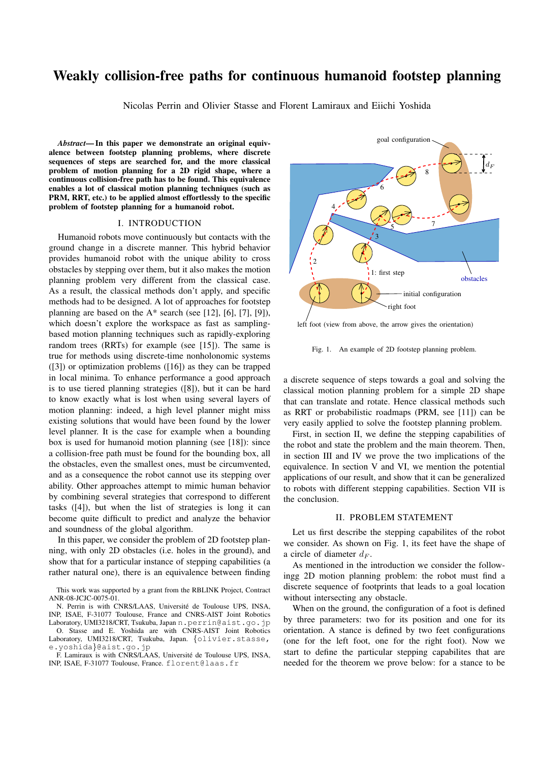# Weakly collision-free paths for continuous humanoid footstep planning

Nicolas Perrin and Olivier Stasse and Florent Lamiraux and Eiichi Yoshida

***Abstract*— In this paper we demonstrate an original equivalence between footstep planning problems, where discrete sequences of steps are searched for, and the more classical problem of motion planning for a 2D rigid shape, where a continuous collision-free path has to be found. This equivalence enables a lot of classical motion planning techniques (such as PRM, RRT, etc.) to be applied almost effortlessly to the specific problem of footstep planning for a humanoid robot.**

## I. INTRODUCTION

Humanoid robots move continuously but contacts with the ground change in a discrete manner. This hybrid behavior provides humanoid robot with the unique ability to cross obstacles by stepping over them, but it also makes the motion planning problem very different from the classical case. As a result, the classical methods don't apply, and specific methods had to be designed. A lot of approaches for footstep planning are based on the A* search (see [12], [6], [7], [9]), which doesn't explore the workspace as fast as sampling-based motion planning techniques such as rapidly-exploring random trees (RRTs) for example (see [15]). The same is true for methods using discrete-time nonholonomic systems ([3]) or optimization problems ([16]) as they can be trapped in local minima. To enhance performance a good approach is to use tiered planning strategies ([8]), but it can be hard to know exactly what is lost when using several layers of motion planning: indeed, a high level planner might miss existing solutions that would have been found by the lower level planner. It is the case for example when a bounding box is used for humanoid motion planning (see [18]): since a collision-free path must be found for the bounding box, all the obstacles, even the smallest ones, must be circumvented, and as a consequence the robot cannot use its stepping over ability. Other approaches attempt to mimic human behavior by combining several strategies that correspond to different tasks ([4]), but when the list of strategies is long it can become quite difficult to predict and analyze the behavior and soundness of the global algorithm.

In this paper, we consider the problem of 2D footstep planning, with only 2D obstacles (i.e. holes in the ground), and show that for a particular instance of stepping capabilities (a rather natural one), there is an equivalence between finding a discrete sequence of steps towards a goal and solving the classical motion planning problem for a simple 2D shape that can translate and rotate. Hence classical methods such as RRT or probabilistic roadmaps (PRM, see [11]) can be very easily applied to solve the footstep planning problem.

First, in section II, we define the stepping capabilities of the robot and state the problem and the main theorem. Then, in section III and IV we prove the two implications of the equivalence. In section V and VI, we mention the potential applications of our result, and show that it can be generalized to robots with different stepping capabilities. Section VII is the conclusion.

This work was supported by a grant from the RBLINK Project, Contract ANR-08-JCJC-0075-01.

N. Perrin is with CNRS/LAAS, Université de Toulouse UPS, INSA, INP, ISAE, F-31077 Toulouse, France and CNRS-AIST Joint Robotics Laboratory, UMI3218/CRT, Tsukuba, Japan n.perrin@aist.go.jp

O. Stasse and E. Yoshida are with CNRS-AIST Joint Robotics Laboratory, UMI3218/CRT, Tsukuba, Japan. {olivier.stasse, e.yoshida}@aist.go.jp

F. Lamiraux is with CNRS/LAAS, Université de Toulouse UPS, INSA, INP, ISAE, F-31077 Toulouse, France. florent@laas.fr

Fig. 1. An example of 2D footstep planning problem.

## II. PROBLEM STATEMENT

Let us first describe the stepping capabilites of the robot we consider. As shown on Fig. 1, its feet have the shape of a circle of diameter $d_F$.

As mentioned in the introduction we consider the followingg 2D motion planning problem: the robot must find a discrete sequence of footprints that leads to a goal location without intersecting any obstacle.

When on the ground, the configuration of a foot is defined by three parameters: two for its position and one for its orientation. A stance is defined by two feet configurations (one for the left foot, one for the right foot). Now we start to define the particular stepping capabilites that are needed for the theorem we prove below: for a stance to be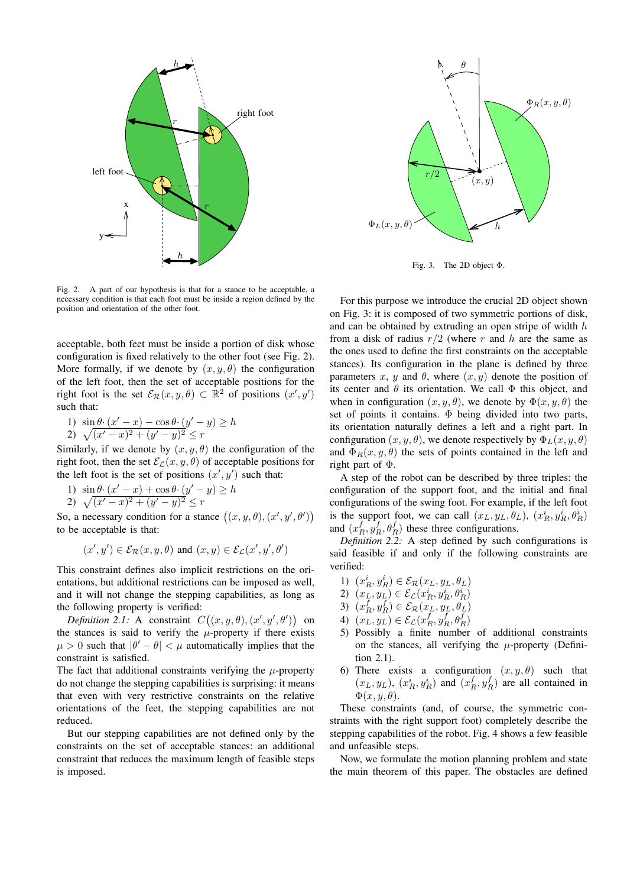Fig. 2. A part of our hypothesis is that for a stance to be acceptable, a necessary condition is that each foot must be inside a region defined by the position and orientation of the other foot.

acceptable, both feet must be inside a portion of disk whose configuration is fixed relatively to the other foot (see Fig. 2). More formally, if we denote by $(x, y, \theta)$ the configuration of the left foot, then the set of acceptable positions for the right foot is the set $\mathcal{E}_{\mathcal{R}}(x, y, \theta) \subset \mathbb{R}^2$ of positions $(x', y')$ such that:

1) $\sin\theta \cdot (x' - x) - \cos\theta \cdot (y' - y) \geq h$
2) $\sqrt{(x' - x)^2 + (y' - y)^2} \leq r$

Similarly, if we denote by $(x, y, \theta)$ the configuration of the right foot, then the set $\mathcal{E}_{\mathcal{L}}(x, y, \theta)$ of acceptable positions for the left foot is the set of positions $(x', y')$ such that:

1) $\sin\theta \cdot (x' - x) + \cos\theta \cdot (y' - y) \geq h$
2) $\sqrt{(x' - x)^2 + (y' - y)^2} \leq r$

So, a necessary condition for a stance $\big((x, y, \theta), (x', y', \theta')\big)$ to be acceptable is that:

$$(x', y') \in \mathcal{E}_{\mathcal{R}}(x, y, \theta) \text{ and } (x, y) \in \mathcal{E}_{\mathcal{L}}(x', y', \theta')$$

This constraint defines also implicit restrictions on the orientations, but additional restrictions can be imposed as well, and it will not change the stepping capabilities, as long as the following property is verified:

*Definition 2.1:* A constraint $C\big((x, y, \theta), (x', y', \theta')\big)$ on the stances is said to verify the $\mu$-property if there exists $\mu > 0$ such that $|\theta' - \theta| < \mu$ automatically implies that the constraint is satisfied.

The fact that additional constraints verifying the $\mu$-property do not change the stepping capabilities is surprising: it means that even with very restrictive constraints on the relative orientations of the feet, the stepping capabilities are not reduced.

But our stepping capabilities are not defined only by the constraints on the set of acceptable stances: an additional constraint that reduces the maximum length of feasible steps is imposed.

Fig. 3. The 2D object $\Phi$.

For this purpose we introduce the crucial 2D object shown on Fig. 3: it is composed of two symmetric portions of disk, and can be obtained by extruding an open stripe of width $h$ from a disk of radius $r/2$ (where $r$ and $h$ are the same as the ones used to define the first constraints on the acceptable stances). Its configuration in the plane is defined by three parameters $x$, $y$ and $\theta$, where $(x, y)$ denote the position of its center and $\theta$ its orientation. We call $\Phi$ this object, and when in configuration $(x, y, \theta)$, we denote by $\Phi(x, y, \theta)$ the set of points it contains. $\Phi$ being divided into two parts, its orientation naturally defines a left and a right part. In configuration $(x, y, \theta)$, we denote respectively by $\Phi_L(x, y, \theta)$ and $\Phi_R(x, y, \theta)$ the sets of points contained in the left and right part of $\Phi$.

A step of the robot can be described by three triples: the configuration of the support foot, and the initial and final configurations of the swing foot. For example, if the left foot is the support foot, we can call $(x_L, y_L, \theta_L)$, $(x_R^i, y_R^i, \theta_R^i)$ and $(x_R^f, y_R^f, \theta_R^f)$ these three configurations.

*Definition 2.2:* A step defined by such configurations is said feasible if and only if the following constraints are verified:

1) $(x_R^i, y_R^i) \in \mathcal{E}_{\mathcal{R}}(x_L, y_L, \theta_L)$
2) $(x_L, y_L) \in \mathcal{E}_{\mathcal{L}}(x_R^i, y_R^i, \theta_R^i)$
3) $(x_R^f, y_R^f) \in \mathcal{E}_{\mathcal{R}}(x_L, y_L, \theta_L)$
4) $(x_L, y_L) \in \mathcal{E}_{\mathcal{L}}(x_R^f, y_R^f, \theta_R^f)$
5) Possibly a finite number of additional constraints on the stances, all verifying the $\mu$-property (Definition 2.1).
6) There exists a configuration $(x, y, \theta)$ such that $(x_L, y_L)$, $(x_R^i, y_R^i)$ and $(x_R^f, y_R^f)$ are all contained in $\Phi(x, y, \theta)$.

These constraints (and, of course, the symmetric constraints with the right support foot) completely describe the stepping capabilities of the robot. Fig. 4 shows a few feasible and unfeasible steps.

Now, we formulate the motion planning problem and state the main theorem of this paper. The obstacles are defined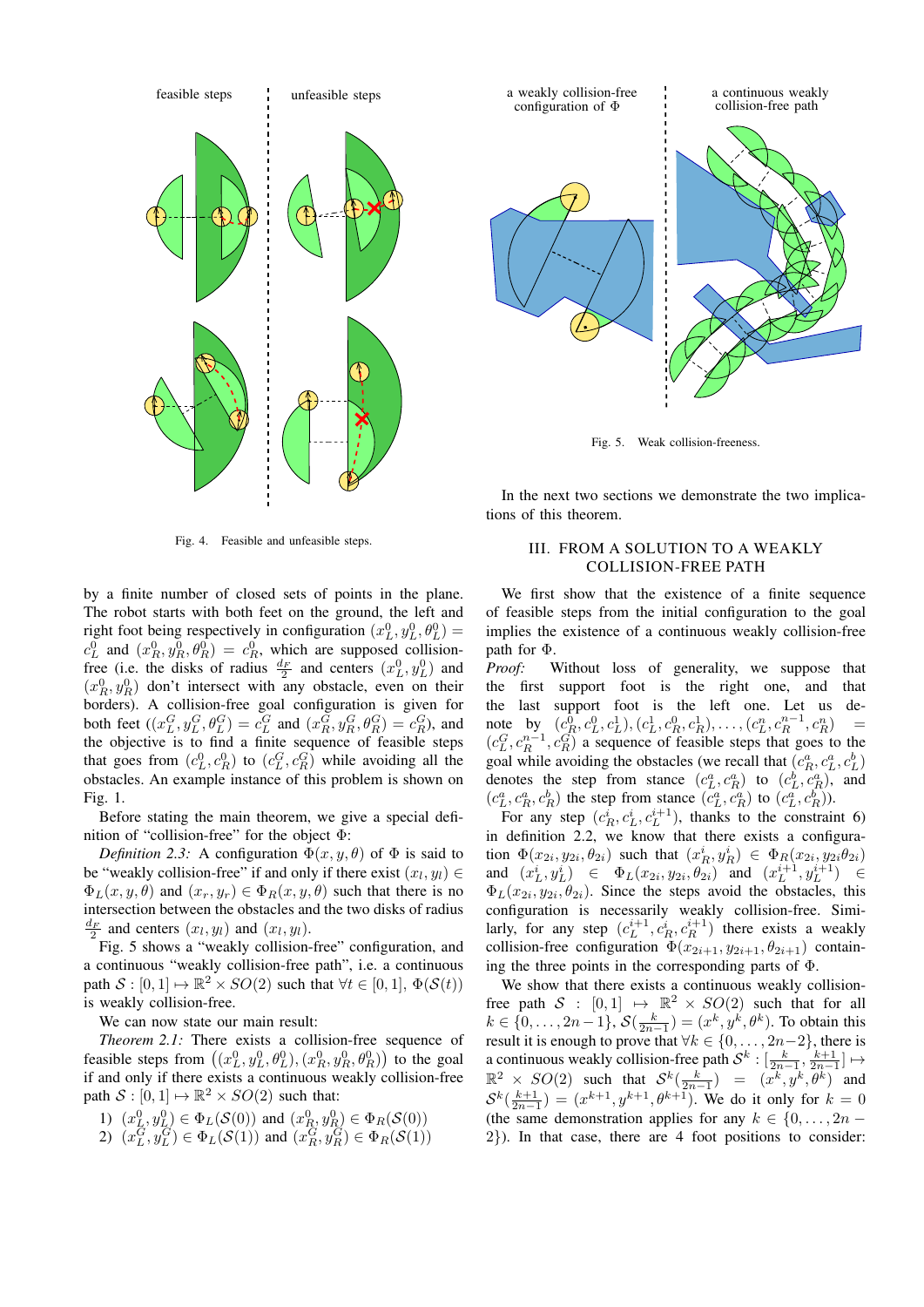feasible steps | unfeasible steps

Fig. 4. Feasible and unfeasible steps.

a weakly collision-free configuration of $\Phi$ | a continuous weakly collision-free path

Fig. 5. Weak collision-freeness.

by a finite number of closed sets of points in the plane. The robot starts with both feet on the ground, the left and right foot being respectively in configuration $(x_L^0, y_L^0, \theta_L^0) = c_L^0$ and $(x_R^0, y_R^0, \theta_R^0) = c_R^0$, which are supposed collision-free (i.e. the disks of radius $\frac{d_F}{2}$ and centers $(x_L^0, y_L^0)$ and $(x_R^0, y_R^0)$ don't intersect with any obstacle, even on their borders). A collision-free goal configuration is given for both feet $((x_L^G, y_L^G, \theta_L^G) = c_L^G$ and $(x_R^G, y_R^G, \theta_R^G) = c_R^G)$, and the objective is to find a finite sequence of feasible steps that goes from $(c_L^0, c_R^0)$ to $(c_L^G, c_R^G)$ while avoiding all the obstacles. An example instance of this problem is shown on Fig. 1.

Before stating the main theorem, we give a special definition of "collision-free" for the object $\Phi$:

*Definition 2.3:* A configuration $\Phi(x, y, \theta)$ of $\Phi$ is said to be "weakly collision-free" if and only if there exist $(x_l, y_l) \in \Phi_L(x, y, \theta)$ and $(x_r, y_r) \in \Phi_R(x, y, \theta)$ such that there is no intersection between the obstacles and the two disks of radius $\frac{d_F}{2}$ and centers $(x_l, y_l)$ and $(x_l, y_l)$.

Fig. 5 shows a "weakly collision-free" configuration, and a continuous "weakly collision-free path", i.e. a continuous path $\mathcal{S} : [0, 1] \mapsto \mathbb{R}^2 \times SO(2)$ such that $\forall t \in [0, 1]$, $\Phi(\mathcal{S}(t))$ is weakly collision-free.

We can now state our main result:

*Theorem 2.1:* There exists a collision-free sequence of feasible steps from $\left((x_L^0, y_L^0, \theta_L^0), (x_R^0, y_R^0, \theta_R^0)\right)$ to the goal if and only if there exists a continuous weakly collision-free path $\mathcal{S} : [0, 1] \mapsto \mathbb{R}^2 \times SO(2)$ such that:

1) $(x_L^0, y_L^0) \in \Phi_L(\mathcal{S}(0))$ and $(x_R^0, y_R^0) \in \Phi_R(\mathcal{S}(0))$
2) $(x_L^G, y_L^G) \in \Phi_L(\mathcal{S}(1))$ and $(x_R^G, y_R^G) \in \Phi_R(\mathcal{S}(1))$

In the next two sections we demonstrate the two implications of this theorem.

## III. FROM A SOLUTION TO A WEAKLY COLLISION-FREE PATH

We first show that the existence of a finite sequence of feasible steps from the initial configuration to the goal implies the existence of a continuous weakly collision-free path for $\Phi$.

*Proof:* Without loss of generality, we suppose that the first support foot is the right one, and that the last support foot is the left one. Let us denote by $(c_R^0, c_L^0, c_L^1), (c_L^1, c_R^0, c_R^1), \ldots, (c_L^n, c_R^{n-1}, c_R^n) = (c_L^G, c_R^{n-1}, c_R^G)$ a sequence of feasible steps that goes to the goal while avoiding the obstacles (we recall that $(c_R^a, c_L^a, c_L^b)$ denotes the step from stance $(c_L^a, c_R^a)$ to $(c_L^b, c_R^a)$, and $(c_L^a, c_R^a, c_R^b)$ the step from stance $(c_L^a, c_R^a)$ to $(c_L^a, c_R^b)$).

For any step $(c_R^i, c_L^i, c_L^{i+1})$, thanks to the constraint 6) in definition 2.2, we know that there exists a configuration $\Phi(x_{2i}, y_{2i}, \theta_{2i})$ such that $(x_R^i, y_R^i) \in \Phi_R(x_{2i}, y_{2i} \theta_{2i})$ and $(x_L^i, y_L^i) \in \Phi_L(x_{2i}, y_{2i}, \theta_{2i})$ and $(x_L^{i+1}, y_L^{i+1}) \in \Phi_L(x_{2i}, y_{2i}, \theta_{2i})$. Since the steps avoid the obstacles, this configuration is necessarily weakly collision-free. Similarly, for any step $(c_L^{i+1}, c_R^i, c_R^{i+1})$ there exists a weakly collision-free configuration $\Phi(x_{2i+1}, y_{2i+1}, \theta_{2i+1})$ containing the three points in the corresponding parts of $\Phi$.

We show that there exists a continuous weakly collision-free path $\mathcal{S} : [0, 1] \mapsto \mathbb{R}^2 \times SO(2)$ such that for all $k \in \{0, \ldots, 2n-1\}$, $\mathcal{S}(\frac{k}{2n-1}) = (x^k, y^k, \theta^k)$. To obtain this result it is enough to prove that $\forall k \in \{0, \ldots, 2n-2\}$, there is a continuous weakly collision-free path $\mathcal{S}^k : [\frac{k}{2n-1}, \frac{k+1}{2n-1}] \mapsto \mathbb{R}^2 \times SO(2)$ such that $\mathcal{S}^k(\frac{k}{2n-1}) = (x^k, y^k, \theta^k)$ and $\mathcal{S}^k(\frac{k+1}{2n-1}) = (x^{k+1}, y^{k+1}, \theta^{k+1})$. We do it only for $k = 0$ (the same demonstration applies for any $k \in \{0, \ldots, 2n-2\}$). In that case, there are 4 foot positions to consider: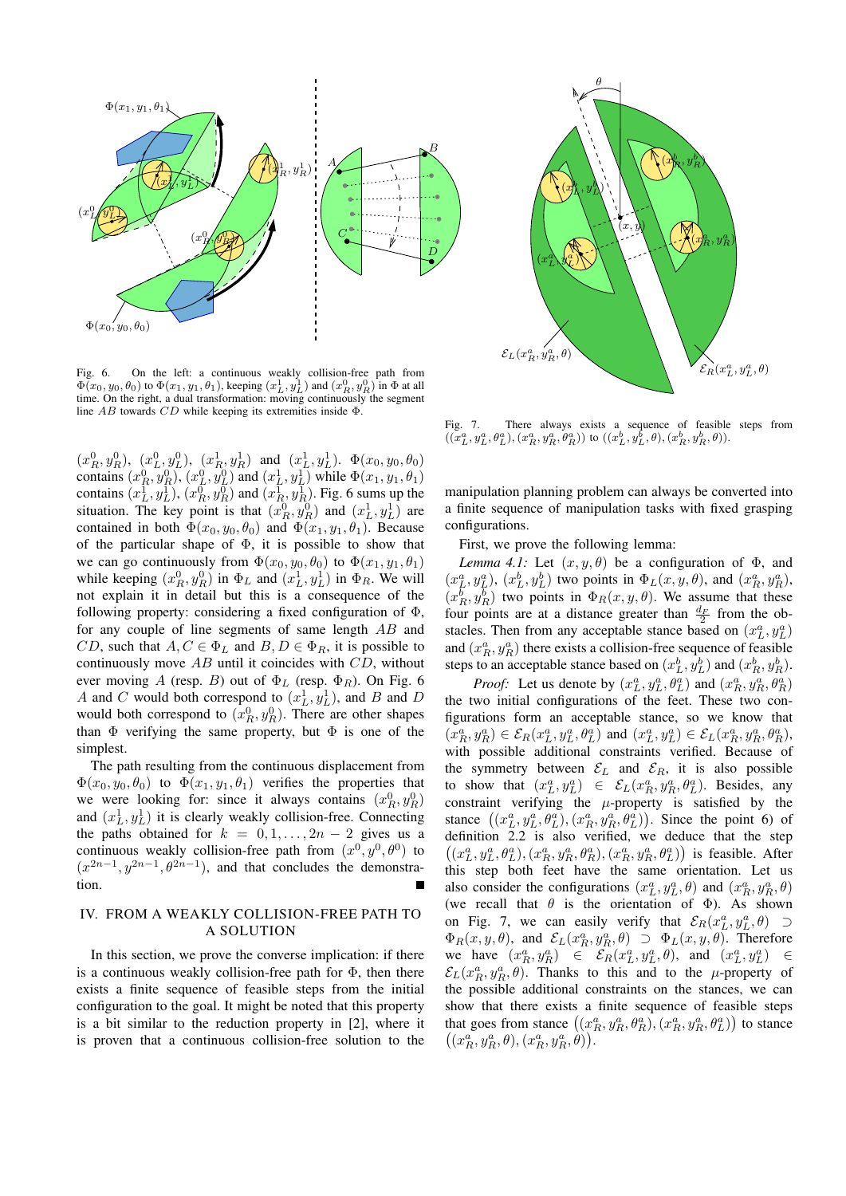Fig. 6. On the left: a continuous weakly collision-free path from $\Phi(x_0, y_0, \theta_0)$ to $\Phi(x_1, y_1, \theta_1)$, keeping $(x_L^1, y_L^1)$ and $(x_R^0, y_R^0)$ in $\Phi$ at all time. On the right, a dual transformation: moving continuously the segment line $AB$ towards $CD$ while keeping its extremities inside $\Phi$.

Fig. 7. There always exists a sequence of feasible steps from $((x_L^a, y_L^a, \theta_L^a), (x_R^a, y_R^a, \theta_R^a))$ to $((x_L^b, y_L^b, \theta), (x_R^b, y_R^b, \theta))$.

$(x_R^0, y_R^0)$, $(x_L^0, y_L^0)$, $(x_R^1, y_R^1)$ and $(x_L^1, y_L^1)$. $\Phi(x_0, y_0, \theta_0)$ contains $(x_R^0, y_R^0)$, $(x_L^0, y_L^0)$ and $(x_L^1, y_L^1)$ while $\Phi(x_1, y_1, \theta_1)$ contains $(x_L^1, y_L^1)$, $(x_R^0, y_R^0)$ and $(x_R^1, y_R^1)$. Fig. 6 sums up the situation. The key point is that $(x_R^0, y_R^0)$ and $(x_L^1, y_L^1)$ are contained in both $\Phi(x_0, y_0, \theta_0)$ and $\Phi(x_1, y_1, \theta_1)$. Because of the particular shape of $\Phi$, it is possible to show that we can go continuously from $\Phi(x_0, y_0, \theta_0)$ to $\Phi(x_1, y_1, \theta_1)$ while keeping $(x_R^0, y_R^0)$ in $\Phi_L$ and $(x_L^1, y_L^1)$ in $\Phi_R$. We will not explain it in detail but this is a consequence of the following property: considering a fixed configuration of $\Phi$, for any couple of line segments of same length $AB$ and $CD$, such that $A, C \in \Phi_L$ and $B, D \in \Phi_R$, it is possible to continuously move $AB$ until it coincides with $CD$, without ever moving $A$ (resp. $B$) out of $\Phi_L$ (resp. $\Phi_R$). On Fig. 6 $A$ and $C$ would both correspond to $(x_L^1, y_L^1)$, and $B$ and $D$ would both correspond to $(x_R^0, y_R^0)$. There are other shapes than $\Phi$ verifying the same property, but $\Phi$ is one of the simplest.

The path resulting from the continuous displacement from $\Phi(x_0, y_0, \theta_0)$ to $\Phi(x_1, y_1, \theta_1)$ verifies the properties that we were looking for: since it always contains $(x_R^0, y_R^0)$ and $(x_L^1, y_L^1)$ it is clearly weakly collision-free. Connecting the paths obtained for $k = 0, 1, \ldots, 2n-2$ gives us a continuous weakly collision-free path from $(x^0, y^0, \theta^0)$ to $(x^{2n-1}, y^{2n-1}, \theta^{2n-1})$, and that concludes the demonstration. ∎

## IV. FROM A WEAKLY COLLISION-FREE PATH TO A SOLUTION

In this section, we prove the converse implication: if there is a continuous weakly collision-free path for $\Phi$, then there exists a finite sequence of feasible steps from the initial configuration to the goal. It might be noted that this property is a bit similar to the reduction property in [2], where it is proven that a continuous collision-free solution to the manipulation planning problem can always be converted into a finite sequence of manipulation tasks with fixed grasping configurations.

First, we prove the following lemma:

*Lemma 4.1:* Let $(x, y, \theta)$ be a configuration of $\Phi$, and $(x_L^a, y_L^a)$, $(x_L^b, y_L^b)$ two points in $\Phi_L(x, y, \theta)$, and $(x_R^a, y_R^a)$, $(x_R^b, y_R^b)$ two points in $\Phi_R(x, y, \theta)$. We assume that these four points are at a distance greater than $\frac{d_F}{2}$ from the obstacles. Then from any acceptable stance based on $(x_L^a, y_L^a)$ and $(x_R^a, y_R^a)$ there exists a collision-free sequence of feasible steps to an acceptable stance based on $(x_L^b, y_L^b)$ and $(x_R^b, y_R^b)$.

*Proof:* Let us denote by $(x_L^a, y_L^a, \theta_L^a)$ and $(x_R^a, y_R^a, \theta_R^a)$ the two initial configurations of the feet. These two configurations form an acceptable stance, so we know that $(x_R^a, y_R^a) \in \mathcal{E}_R(x_L^a, y_L^a, \theta_L^a)$ and $(x_L^a, y_L^a) \in \mathcal{E}_L(x_R^a, y_R^a, \theta_R^a)$, with possible additional constraints verified. Because of the symmetry between $\mathcal{E}_L$ and $\mathcal{E}_R$, it is also possible to show that $(x_L^a, y_L^a) \in \mathcal{E}_L(x_R^a, y_R^a, \theta_L^a)$. Besides, any constraint verifying the $\mu$-property is satisfied by the stance $\big((x_L^a, y_L^a, \theta_L^a), (x_R^a, y_R^a, \theta_L^a)\big)$. Since the point 6) of definition 2.2 is also verified, we deduce that the step $\big((x_L^a, y_L^a, \theta_L^a), (x_R^a, y_R^a, \theta_R^a), (x_R^a, y_R^a, \theta_L^a)\big)$ is feasible. After this step both feet have the same orientation. Let us also consider the configurations $(x_L^a, y_L^a, \theta)$ and $(x_R^a, y_R^a, \theta)$ (we recall that $\theta$ is the orientation of $\Phi$). As shown on Fig. 7, we can easily verify that $\mathcal{E}_R(x_L^a, y_L^a, \theta) \supset \Phi_R(x, y, \theta)$, and $\mathcal{E}_L(x_R^a, y_R^a, \theta) \supset \Phi_L(x, y, \theta)$. Therefore we have $(x_R^a, y_R^a) \in \mathcal{E}_R(x_L^a, y_L^a, \theta)$, and $(x_L^a, y_L^a) \in \mathcal{E}_L(x_R^a, y_R^a, \theta)$. Thanks to this and to the $\mu$-property of the possible additional constraints on the stances, we can show that there exists a finite sequence of feasible steps that goes from stance $\big((x_R^a, y_R^a, \theta_R^a), (x_R^a, y_R^a, \theta_L^a)\big)$ to stance $\big((x_R^a, y_R^a, \theta), (x_R^a, y_R^a, \theta)\big)$.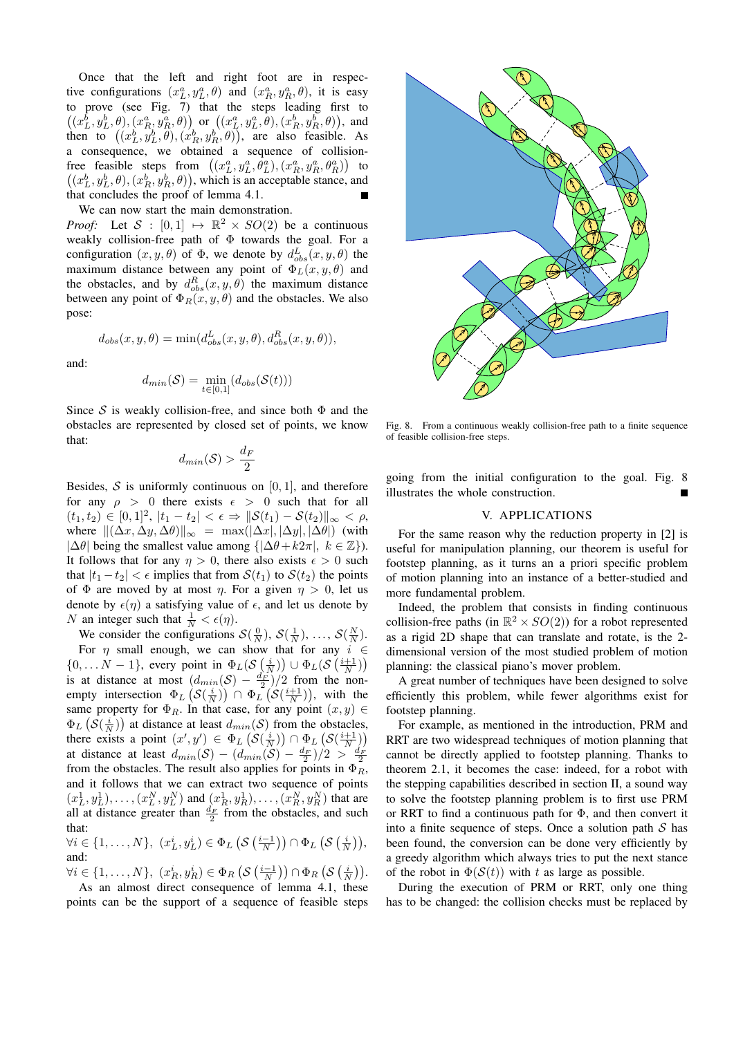Once that the left and right foot are in respective configurations $(x_L^a, y_L^a, \theta)$ and $(x_R^a, y_R^a, \theta)$, it is easy to prove (see Fig. 7) that the steps leading first to $\left((x_L^b, y_L^b, \theta), (x_R^a, y_R^a, \theta)\right)$ or $\left((x_L^a, y_L^a, \theta), (x_R^b, y_R^b, \theta)\right)$, and then to $\left((x_L^b, y_L^b, \theta), (x_R^b, y_R^b, \theta)\right)$, are also feasible. As a consequence, we obtained a sequence of collision-free feasible steps from $\left((x_L^a, y_L^a, \theta_L^a), (x_R^a, y_R^a, \theta_R^a)\right)$ to $\left((x_L^b, y_L^b, \theta), (x_R^b, y_R^b, \theta)\right)$, which is an acceptable stance, and that concludes the proof of lemma 4.1. ■

We can now start the main demonstration.

*Proof:* Let $\mathcal{S} : [0,1] \mapsto \mathbb{R}^2 \times SO(2)$ be a continuous weakly collision-free path of $\Phi$ towards the goal. For a configuration $(x, y, \theta)$ of $\Phi$, we denote by $d_{obs}^L(x, y, \theta)$ the maximum distance between any point of $\Phi_L(x, y, \theta)$ and the obstacles, and by $d_{obs}^R(x, y, \theta)$ the maximum distance between any point of $\Phi_R(x, y, \theta)$ and the obstacles. We also pose:

$$d_{obs}(x, y, \theta) = \min(d_{obs}^L(x, y, \theta), d_{obs}^R(x, y, \theta)),$$

and:

$$d_{min}(\mathcal{S}) = \min_{t \in [0,1]} (d_{obs}(\mathcal{S}(t)))$$

Since $\mathcal{S}$ is weakly collision-free, and since both $\Phi$ and the obstacles are represented by closed set of points, we know that:

$$d_{min}(\mathcal{S}) > \frac{d_F}{2}$$

Besides, $\mathcal{S}$ is uniformly continuous on $[0,1]$, and therefore for any $\rho > 0$ there exists $\epsilon > 0$ such that for all $(t_1, t_2) \in [0,1]^2$, $|t_1 - t_2| < \epsilon \Rightarrow \|\mathcal{S}(t_1) - \mathcal{S}(t_2)\|_\infty < \rho$, where $\|(\Delta x, \Delta y, \Delta\theta)\|_\infty = \max(|\Delta x|, |\Delta y|, |\Delta\theta|)$ (with $|\Delta\theta|$ being the smallest value among $\{|\Delta\theta + k2\pi|,\ k \in \mathbb{Z}\}$). It follows that for any $\eta > 0$, there also exists $\epsilon > 0$ such that $|t_1 - t_2| < \epsilon$ implies that from $\mathcal{S}(t_1)$ to $\mathcal{S}(t_2)$ the points of $\Phi$ are moved by at most $\eta$. For a given $\eta > 0$, let us denote by $\epsilon(\eta)$ a satisfying value of $\epsilon$, and let us denote by $N$ an integer such that $\frac{1}{N} < \epsilon(\eta)$.

We consider the configurations $\mathcal{S}(\frac{0}{N})$, $\mathcal{S}(\frac{1}{N})$, ..., $\mathcal{S}(\frac{N}{N})$.

For $\eta$ small enough, we can show that for any $i \in \{0, \ldots N-1\}$, every point in $\Phi_L(\mathcal{S}\left(\frac{i}{N}\right)) \cup \Phi_L(\mathcal{S}\left(\frac{i+1}{N}\right))$ is at distance at most $(d_{min}(\mathcal{S}) - \frac{d_F}{2})/2$ from the non-empty intersection $\Phi_L\left(\mathcal{S}\left(\frac{i}{N}\right)\right) \cap \Phi_L\left(\mathcal{S}\left(\frac{i+1}{N}\right)\right)$, with the same property for $\Phi_R$. In that case, for any point $(x, y) \in \Phi_L\left(\mathcal{S}\left(\frac{i}{N}\right)\right)$ at distance at least $d_{min}(\mathcal{S})$ from the obstacles, there exists a point $(x', y') \in \Phi_L\left(\mathcal{S}\left(\frac{i}{N}\right)\right) \cap \Phi_L\left(\mathcal{S}\left(\frac{i+1}{N}\right)\right)$ at distance at least $d_{min}(\mathcal{S}) - (d_{min}(\mathcal{S}) - \frac{d_F}{2})/2 > \frac{d_F}{2}$ from the obstacles. The result also applies for points in $\Phi_R$, and it follows that we can extract two sequence of points $(x_L^1, y_L^1), \ldots, (x_L^N, y_L^N)$ and $(x_R^1, y_R^1), \ldots, (x_R^N, y_R^N)$ that are all at distance greater than $\frac{d_F}{2}$ from the obstacles, and such that:

$\forall i \in \{1, \ldots, N\},\ (x_L^i, y_L^i) \in \Phi_L\left(\mathcal{S}\left(\frac{i-1}{N}\right)\right) \cap \Phi_L\left(\mathcal{S}\left(\frac{i}{N}\right)\right)$,

and:

$\forall i \in \{1, \ldots, N\},\ (x_R^i, y_R^i) \in \Phi_R\left(\mathcal{S}\left(\frac{i-1}{N}\right)\right) \cap \Phi_R\left(\mathcal{S}\left(\frac{i}{N}\right)\right)$.

As an almost direct consequence of lemma 4.1, these points can be the support of a sequence of feasible steps going from the initial configuration to the goal. Fig. 8 illustrates the whole construction. ■

Fig. 8. From a continuous weakly collision-free path to a finite sequence of feasible collision-free steps.

## V. APPLICATIONS

For the same reason why the reduction property in [2] is useful for manipulation planning, our theorem is useful for footstep planning, as it turns an a priori specific problem of motion planning into an instance of a better-studied and more fundamental problem.

Indeed, the problem that consists in finding continuous collision-free paths (in $\mathbb{R}^2 \times SO(2)$) for a robot represented as a rigid 2D shape that can translate and rotate, is the 2-dimensional version of the most studied problem of motion planning: the classical piano's mover problem.

A great number of techniques have been designed to solve efficiently this problem, while fewer algorithms exist for footstep planning.

For example, as mentioned in the introduction, PRM and RRT are two widespread techniques of motion planning that cannot be directly applied to footstep planning. Thanks to theorem 2.1, it becomes the case: indeed, for a robot with the stepping capabilities described in section II, a sound way to solve the footstep planning problem is to first use PRM or RRT to find a continuous path for $\Phi$, and then convert it into a finite sequence of steps. Once a solution path $\mathcal{S}$ has been found, the conversion can be done very efficiently by a greedy algorithm which always tries to put the next stance of the robot in $\Phi(\mathcal{S}(t))$ with $t$ as large as possible.

During the execution of PRM or RRT, only one thing has to be changed: the collision checks must be replaced by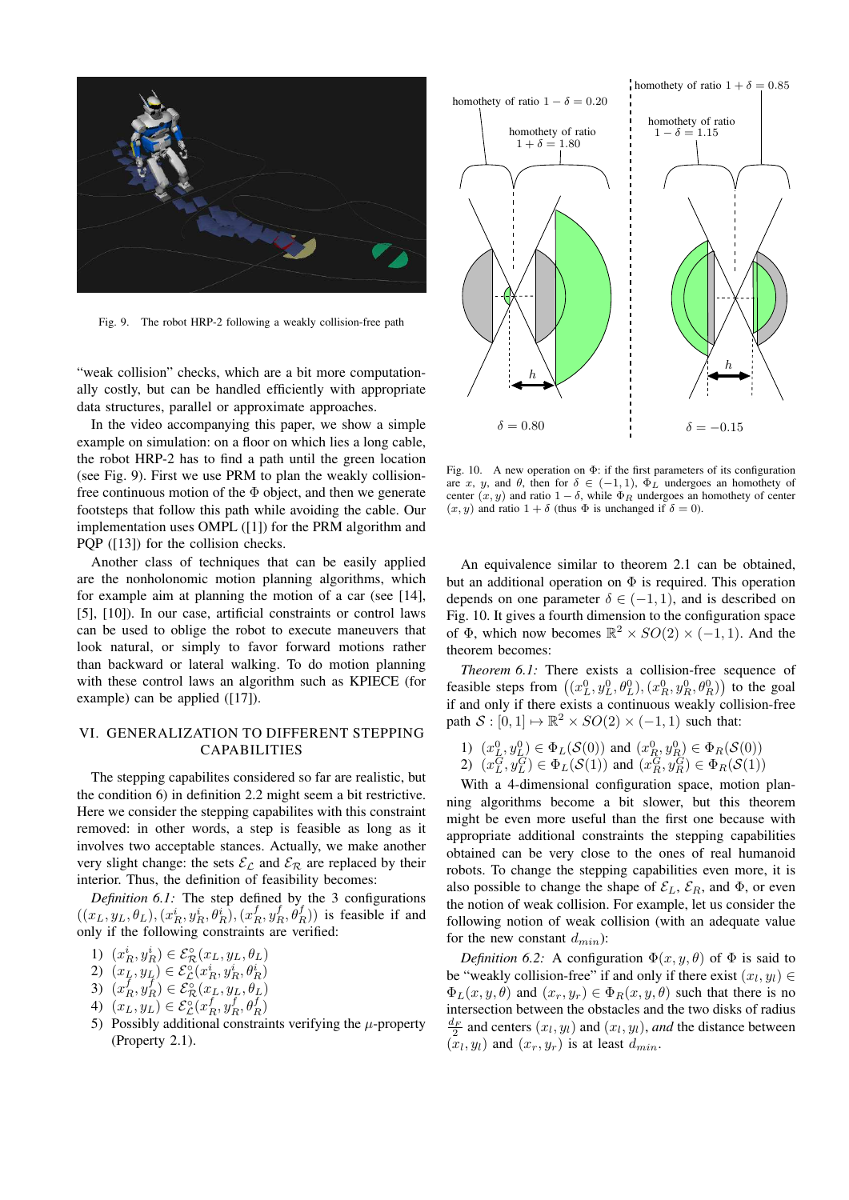Fig. 9. The robot HRP-2 following a weakly collision-free path

"weak collision" checks, which are a bit more computationally costly, but can be handled efficiently with appropriate data structures, parallel or approximate approaches.

In the video accompanying this paper, we show a simple example on simulation: on a floor on which lies a long cable, the robot HRP-2 has to find a path until the green location (see Fig. 9). First we use PRM to plan the weakly collision-free continuous motion of the $\Phi$ object, and then we generate footsteps that follow this path while avoiding the cable. Our implementation uses OMPL ([1]) for the PRM algorithm and PQP ([13]) for the collision checks.

Another class of techniques that can be easily applied are the nonholonomic motion planning algorithms, which for example aim at planning the motion of a car (see [14], [5], [10]). In our case, artificial constraints or control laws can be used to oblige the robot to execute maneuvers that look natural, or simply to favor forward motions rather than backward or lateral walking. To do motion planning with these control laws an algorithm such as KPIECE (for example) can be applied ([17]).

## VI. Generalization to Different Stepping Capabilities

The stepping capabilites considered so far are realistic, but the condition 6) in definition 2.2 might seem a bit restrictive. Here we consider the stepping capabilites with this constraint removed: in other words, a step is feasible as long as it involves two acceptable stances. Actually, we make another very slight change: the sets $\mathcal{E}_\mathcal{L}$ and $\mathcal{E}_\mathcal{R}$ are replaced by their interior. Thus, the definition of feasibility becomes:

*Definition 6.1:* The step defined by the 3 configurations $((x_L, y_L, \theta_L), (x_R^i, y_R^i, \theta_R^i), (x_R^f, y_R^f, \theta_R^f))$ is feasible if and only if the following constraints are verified:

1) $(x_R^i, y_R^i) \in \mathcal{E}_\mathcal{R}^\circ(x_L, y_L, \theta_L)$
2) $(x_L, y_L) \in \mathcal{E}_\mathcal{L}^\circ(x_R^i, y_R^i, \theta_R^i)$
3) $(x_R^f, y_R^f) \in \mathcal{E}_\mathcal{R}^\circ(x_L, y_L, \theta_L)$
4) $(x_L, y_L) \in \mathcal{E}_\mathcal{L}^\circ(x_R^f, y_R^f, \theta_R^f)$
5) Possibly additional constraints verifying the $\mu$-property (Property 2.1).

homothety of ratio $1-\delta = 0.20$ | homothety of ratio $1+\delta = 1.80$ | $h$ | $\delta = 0.80$ | homothety of ratio $1+\delta = 0.85$ | homothety of ratio $1-\delta = 1.15$ | $h$ | $\delta = -0.15$

Fig. 10. A new operation on $\Phi$: if the first parameters of its configuration are $x$, $y$, and $\theta$, then for $\delta \in (-1, 1)$, $\Phi_L$ undergoes an homothety of center $(x, y)$ and ratio $1-\delta$, while $\Phi_R$ undergoes an homothety of center $(x, y)$ and ratio $1+\delta$ (thus $\Phi$ is unchanged if $\delta = 0$).

An equivalence similar to theorem 2.1 can be obtained, but an additional operation on $\Phi$ is required. This operation depends on one parameter $\delta \in (-1, 1)$, and is described on Fig. 10. It gives a fourth dimension to the configuration space of $\Phi$, which now becomes $\mathbb{R}^2 \times SO(2) \times (-1, 1)$. And the theorem becomes:

*Theorem 6.1:* There exists a collision-free sequence of feasible steps from $((x_L^0, y_L^0, \theta_L^0), (x_R^0, y_R^0, \theta_R^0))$ to the goal if and only if there exists a continuous weakly collision-free path $\mathcal{S} : [0, 1] \mapsto \mathbb{R}^2 \times SO(2) \times (-1, 1)$ such that:

1) $(x_L^0, y_L^0) \in \Phi_L(\mathcal{S}(0))$ and $(x_R^0, y_R^0) \in \Phi_R(\mathcal{S}(0))$
2) $(x_L^G, y_L^G) \in \Phi_L(\mathcal{S}(1))$ and $(x_R^G, y_R^G) \in \Phi_R(\mathcal{S}(1))$

With a 4-dimensional configuration space, motion planning algorithms become a bit slower, but this theorem might be even more useful than the first one because with appropriate additional constraints the stepping capabilities obtained can be very close to the ones of real humanoid robots. To change the stepping capabilities even more, it is also possible to change the shape of $\mathcal{E}_L$, $\mathcal{E}_R$, and $\Phi$, or even the notion of weak collision. For example, let us consider the following notion of weak collision (with an adequate value for the new constant $d_{min}$):

*Definition 6.2:* A configuration $\Phi(x, y, \theta)$ of $\Phi$ is said to be "weakly collision-free" if and only if there exist $(x_l, y_l) \in \Phi_L(x, y, \theta)$ and $(x_r, y_r) \in \Phi_R(x, y, \theta)$ such that there is no intersection between the obstacles and the two disks of radius $\frac{d_F}{2}$ and centers $(x_l, y_l)$ and $(x_l, y_l)$, *and* the distance between $(x_l, y_l)$ and $(x_r, y_r)$ is at least $d_{min}$.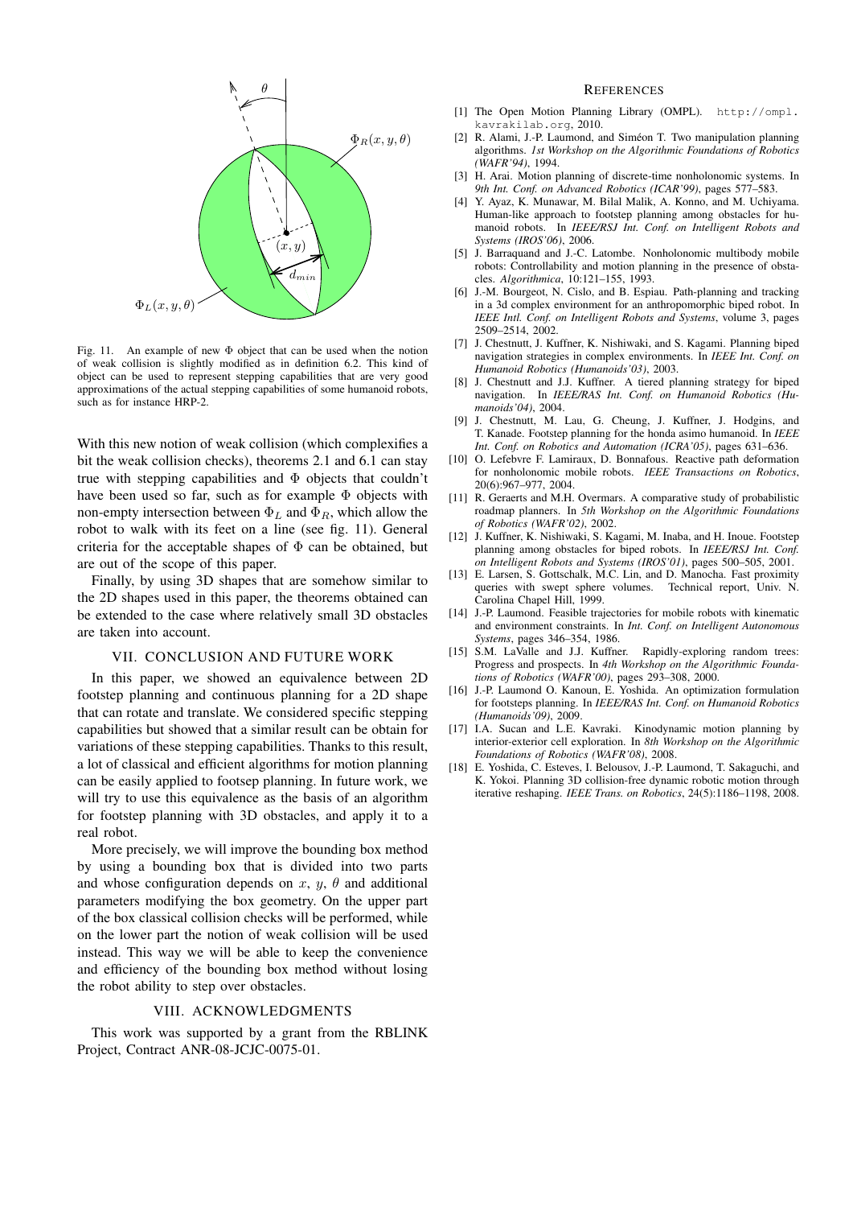$\theta$

$\Phi_R(x, y, \theta)$

$(x, y)$

$d_{min}$

$\Phi_L(x, y, \theta)$

Fig. 11. An example of new $\Phi$ object that can be used when the notion of weak collision is slightly modified as in definition 6.2. This kind of object can be used to represent stepping capabilities that are very good approximations of the actual stepping capabilities of some humanoid robots, such as for instance HRP-2.

With this new notion of weak collision (which complexifies a bit the weak collision checks), theorems 2.1 and 6.1 can stay true with stepping capabilities and $\Phi$ objects that couldn't have been used so far, such as for example $\Phi$ objects with non-empty intersection between $\Phi_L$ and $\Phi_R$, which allow the robot to walk with its feet on a line (see fig. 11). General criteria for the acceptable shapes of $\Phi$ can be obtained, but are out of the scope of this paper.

Finally, by using 3D shapes that are somehow similar to the 2D shapes used in this paper, the theorems obtained can be extended to the case where relatively small 3D obstacles are taken into account.

## VII. CONCLUSION AND FUTURE WORK

In this paper, we showed an equivalence between 2D footstep planning and continuous planning for a 2D shape that can rotate and translate. We considered specific stepping capabilities but showed that a similar result can be obtain for variations of these stepping capabilities. Thanks to this result, a lot of classical and efficient algorithms for motion planning can be easily applied to footsep planning. In future work, we will try to use this equivalence as the basis of an algorithm for footstep planning with 3D obstacles, and apply it to a real robot.

More precisely, we will improve the bounding box method by using a bounding box that is divided into two parts and whose configuration depends on $x$, $y$, $\theta$ and additional parameters modifying the box geometry. On the upper part of the box classical collision checks will be performed, while on the lower part the notion of weak collision will be used instead. This way we will be able to keep the convenience and efficiency of the bounding box method without losing the robot ability to step over obstacles.

## VIII. ACKNOWLEDGMENTS

This work was supported by a grant from the RBLINK Project, Contract ANR-08-JCJC-0075-01.

## REFERENCES

[1] The Open Motion Planning Library (OMPL). http://ompl.kavrakilab.org, 2010.

[2] R. Alami, J.-P. Laumond, and Siméon T. Two manipulation planning algorithms. *1st Workshop on the Algorithmic Foundations of Robotics (WAFR'94)*, 1994.

[3] H. Arai. Motion planning of discrete-time nonholonomic systems. In *9th Int. Conf. on Advanced Robotics (ICAR'99)*, pages 577–583.

[4] Y. Ayaz, K. Munawar, M. Bilal Malik, A. Konno, and M. Uchiyama. Human-like approach to footstep planning among obstacles for humanoid robots. In *IEEE/RSJ Int. Conf. on Intelligent Robots and Systems (IROS'06)*, 2006.

[5] J. Barraquand and J.-C. Latombe. Nonholonomic multibody mobile robots: Controllability and motion planning in the presence of obstacles. *Algorithmica*, 10:121–155, 1993.

[6] J.-M. Bourgeot, N. Cislo, and B. Espiau. Path-planning and tracking in a 3d complex environment for an anthropomorphic biped robot. In *IEEE Intl. Conf. on Intelligent Robots and Systems*, volume 3, pages 2509–2514, 2002.

[7] J. Chestnutt, J. Kuffner, K. Nishiwaki, and S. Kagami. Planning biped navigation strategies in complex environments. In *IEEE Int. Conf. on Humanoid Robotics (Humanoids'03)*, 2003.

[8] J. Chestnutt and J.J. Kuffner. A tiered planning strategy for biped navigation. In *IEEE/RAS Int. Conf. on Humanoid Robotics (Humanoids'04)*, 2004.

[9] J. Chestnutt, M. Lau, G. Cheung, J. Kuffner, J. Hodgins, and T. Kanade. Footstep planning for the honda asimo humanoid. In *IEEE Int. Conf. on Robotics and Automation (ICRA'05)*, pages 631–636.

[10] O. Lefebvre F. Lamiraux, D. Bonnafous. Reactive path deformation for nonholonomic mobile robots. *IEEE Transactions on Robotics*, 20(6):967–977, 2004.

[11] R. Geraerts and M.H. Overmars. A comparative study of probabilistic roadmap planners. In *5th Workshop on the Algorithmic Foundations of Robotics (WAFR'02)*, 2002.

[12] J. Kuffner, K. Nishiwaki, S. Kagami, M. Inaba, and H. Inoue. Footstep planning among obstacles for biped robots. In *IEEE/RSJ Int. Conf. on Intelligent Robots and Systems (IROS'01)*, pages 500–505, 2001.

[13] E. Larsen, S. Gottschalk, M.C. Lin, and D. Manocha. Fast proximity queries with swept sphere volumes. Technical report, Univ. N. Carolina Chapel Hill, 1999.

[14] J.-P. Laumond. Feasible trajectories for mobile robots with kinematic and environment constraints. In *Int. Conf. on Intelligent Autonomous Systems*, pages 346–354, 1986.

[15] S.M. LaValle and J.J. Kuffner. Rapidly-exploring random trees: Progress and prospects. In *4th Workshop on the Algorithmic Foundations of Robotics (WAFR'00)*, pages 293–308, 2000.

[16] J.-P. Laumond O. Kanoun, E. Yoshida. An optimization formulation for footsteps planning. In *IEEE/RAS Int. Conf. on Humanoid Robotics (Humanoids'09)*, 2009.

[17] I.A. Sucan and L.E. Kavraki. Kinodynamic motion planning by interior-exterior cell exploration. In *8th Workshop on the Algorithmic Foundations of Robotics (WAFR'08)*, 2008.

[18] E. Yoshida, C. Esteves, I. Belousov, J.-P. Laumond, T. Sakaguchi, and K. Yokoi. Planning 3D collision-free dynamic robotic motion through iterative reshaping. *IEEE Trans. on Robotics*, 24(5):1186–1198, 2008.